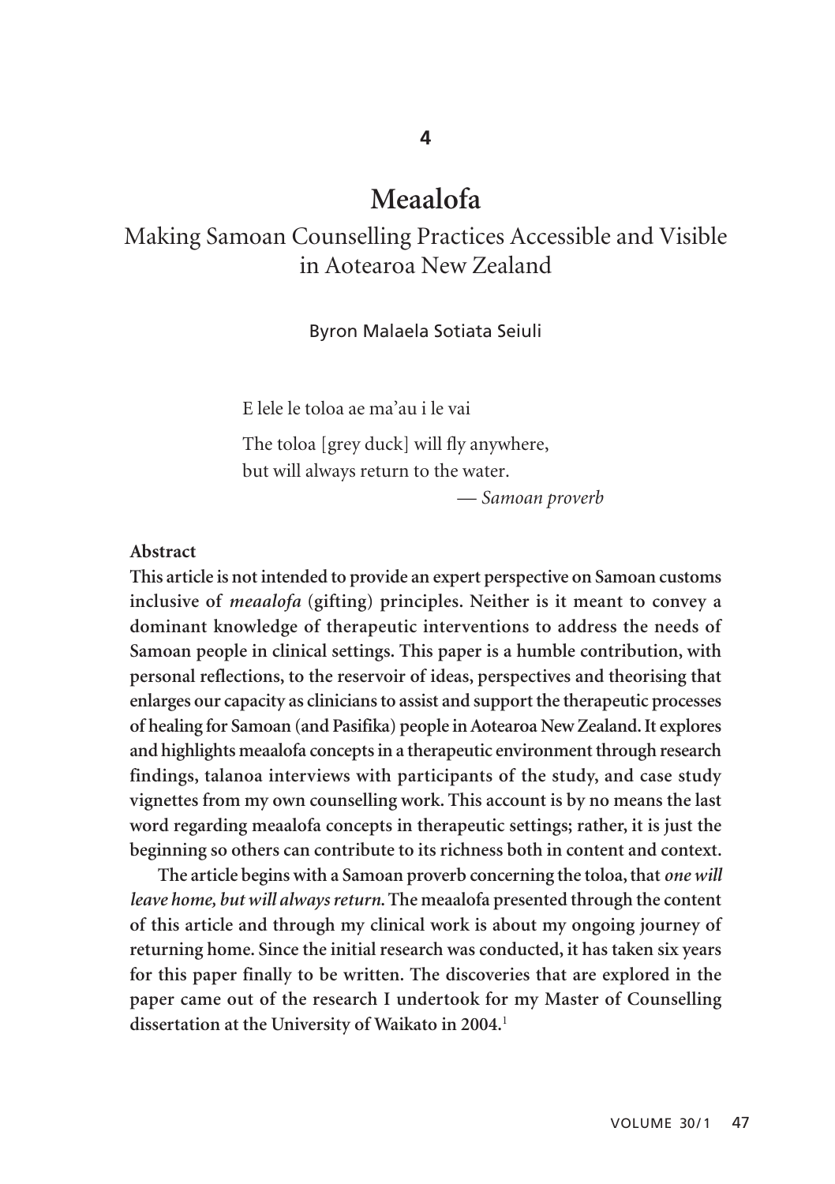4

# Mealofa

## Making Samoan Counselling Practices Accessible and Visible in Aotearoa New Zealand

Byron Malaela Sotiata Seiuli

> E lele le toloa ae ma'au i le vai
>
> The toloa [grey duck] will fly anywhere,
> but will always return to the water.
>
> — *Samoan proverb*

**Abstract**

**This article is not intended to provide an expert perspective on Samoan customs inclusive of *meaalofa* (gifting) principles. Neither is it meant to convey a dominant knowledge of therapeutic interventions to address the needs of Samoan people in clinical settings. This paper is a humble contribution, with personal reflections, to the reservoir of ideas, perspectives and theorising that enlarges our capacity as clinicians to assist and support the therapeutic processes of healing for Samoan (and Pasifika) people in Aotearoa New Zealand. It explores and highlights meaalofa concepts in a therapeutic environment through research findings, talanoa interviews with participants of the study, and case study vignettes from my own counselling work. This account is by no means the last word regarding meaalofa concepts in therapeutic settings; rather, it is just the beginning so others can contribute to its richness both in content and context.**

**The article begins with a Samoan proverb concerning the toloa, that *one will leave home, but will always return.* The meaalofa presented through the content of this article and through my clinical work is about my ongoing journey of returning home. Since the initial research was conducted, it has taken six years for this paper finally to be written. The discoveries that are explored in the paper came out of the research I undertook for my Master of Counselling dissertation at the University of Waikato in 2004.[1]**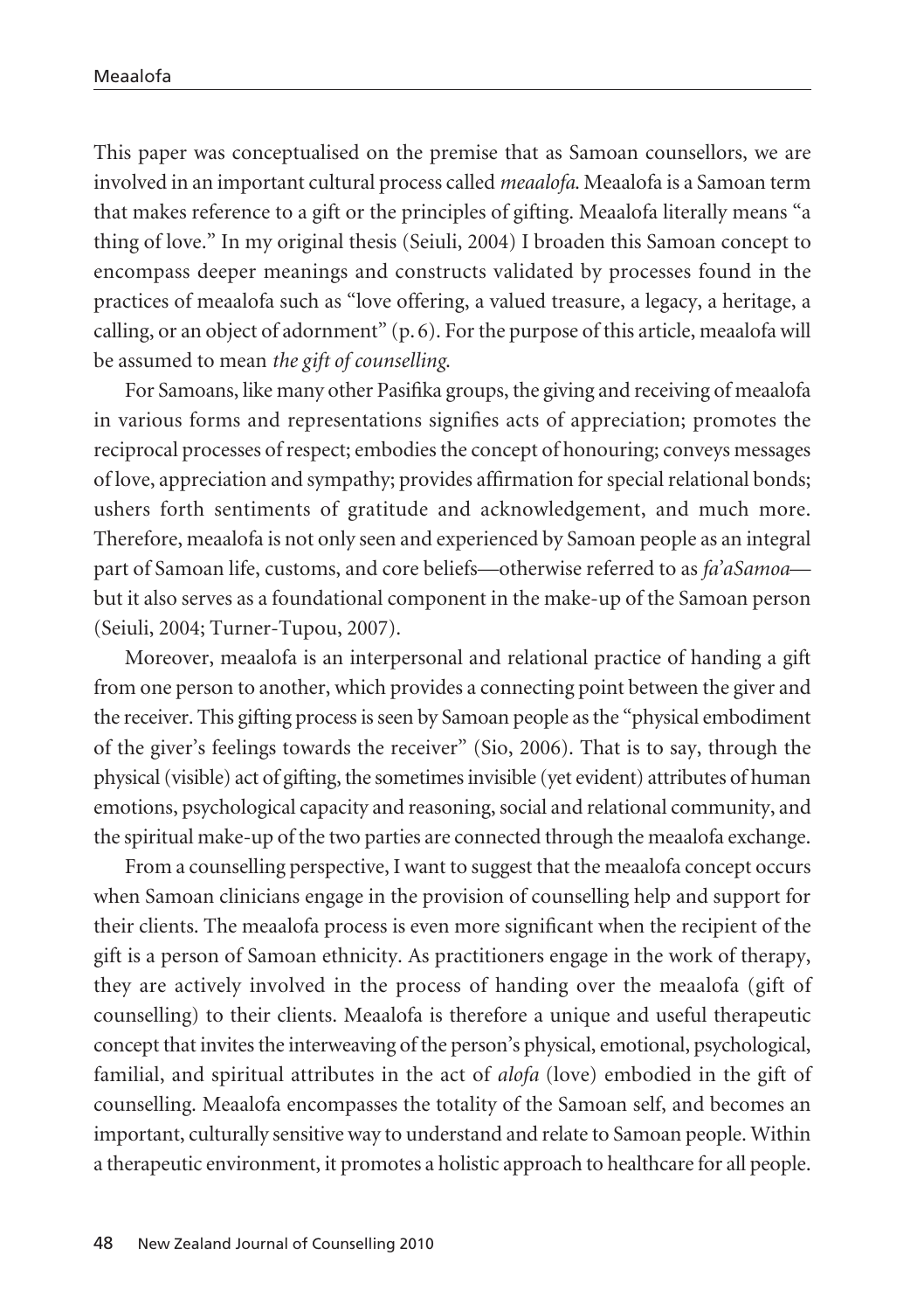This paper was conceptualised on the premise that as Samoan counsellors, we are involved in an important cultural process called *meaalofa*. Meaalofa is a Samoan term that makes reference to a gift or the principles of gifting. Meaalofa literally means "a thing of love." In my original thesis (Seiuli, 2004) I broaden this Samoan concept to encompass deeper meanings and constructs validated by processes found in the practices of meaalofa such as "love offering, a valued treasure, a legacy, a heritage, a calling, or an object of adornment" (p. 6). For the purpose of this article, meaalofa will be assumed to mean *the gift of counselling*.

For Samoans, like many other Pasifika groups, the giving and receiving of meaalofa in various forms and representations signifies acts of appreciation; promotes the reciprocal processes of respect; embodies the concept of honouring; conveys messages of love, appreciation and sympathy; provides affirmation for special relational bonds; ushers forth sentiments of gratitude and acknowledgement, and much more. Therefore, meaalofa is not only seen and experienced by Samoan people as an integral part of Samoan life, customs, and core beliefs—otherwise referred to as *fa'aSamoa*—but it also serves as a foundational component in the make-up of the Samoan person (Seiuli, 2004; Turner-Tupou, 2007).

Moreover, meaalofa is an interpersonal and relational practice of handing a gift from one person to another, which provides a connecting point between the giver and the receiver. This gifting process is seen by Samoan people as the "physical embodiment of the giver's feelings towards the receiver" (Sio, 2006). That is to say, through the physical (visible) act of gifting, the sometimes invisible (yet evident) attributes of human emotions, psychological capacity and reasoning, social and relational community, and the spiritual make-up of the two parties are connected through the meaalofa exchange.

From a counselling perspective, I want to suggest that the meaalofa concept occurs when Samoan clinicians engage in the provision of counselling help and support for their clients. The meaalofa process is even more significant when the recipient of the gift is a person of Samoan ethnicity. As practitioners engage in the work of therapy, they are actively involved in the process of handing over the meaalofa (gift of counselling) to their clients. Meaalofa is therefore a unique and useful therapeutic concept that invites the interweaving of the person's physical, emotional, psychological, familial, and spiritual attributes in the act of *alofa* (love) embodied in the gift of counselling. Meaalofa encompasses the totality of the Samoan self, and becomes an important, culturally sensitive way to understand and relate to Samoan people. Within a therapeutic environment, it promotes a holistic approach to healthcare for all people.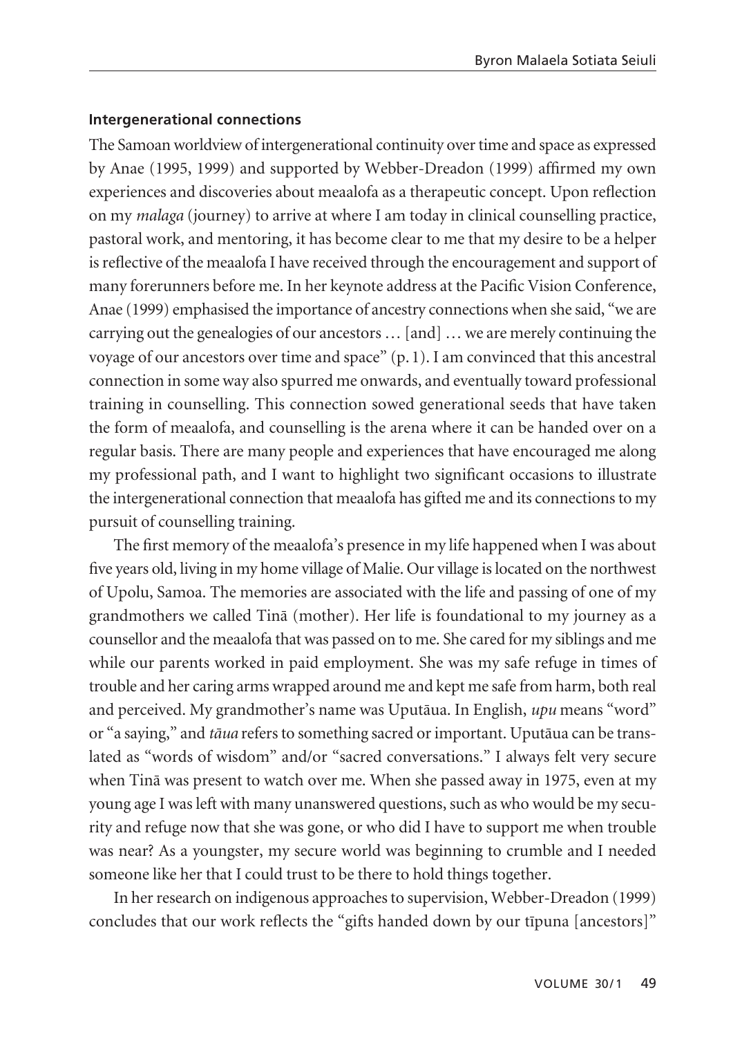#### Intergenerational connections

The Samoan worldview of intergenerational continuity over time and space as expressed by Anae (1995, 1999) and supported by Webber-Dreadon (1999) affirmed my own experiences and discoveries about meaalofa as a therapeutic concept. Upon reflection on my *malaga* (journey) to arrive at where I am today in clinical counselling practice, pastoral work, and mentoring, it has become clear to me that my desire to be a helper is reflective of the meaalofa I have received through the encouragement and support of many forerunners before me. In her keynote address at the Pacific Vision Conference, Anae (1999) emphasised the importance of ancestry connections when she said, "we are carrying out the genealogies of our ancestors … [and] … we are merely continuing the voyage of our ancestors over time and space" (p. 1). I am convinced that this ancestral connection in some way also spurred me onwards, and eventually toward professional training in counselling. This connection sowed generational seeds that have taken the form of meaalofa, and counselling is the arena where it can be handed over on a regular basis. There are many people and experiences that have encouraged me along my professional path, and I want to highlight two significant occasions to illustrate the intergenerational connection that meaalofa has gifted me and its connections to my pursuit of counselling training.

The first memory of the meaalofa's presence in my life happened when I was about five years old, living in my home village of Malie. Our village is located on the northwest of Upolu, Samoa. The memories are associated with the life and passing of one of my grandmothers we called Tinā (mother). Her life is foundational to my journey as a counsellor and the meaalofa that was passed on to me. She cared for my siblings and me while our parents worked in paid employment. She was my safe refuge in times of trouble and her caring arms wrapped around me and kept me safe from harm, both real and perceived. My grandmother's name was Uputāua. In English, *upu* means "word" or "a saying," and *tāua* refers to something sacred or important. Uputāua can be translated as "words of wisdom" and/or "sacred conversations." I always felt very secure when Tinā was present to watch over me. When she passed away in 1975, even at my young age I was left with many unanswered questions, such as who would be my security and refuge now that she was gone, or who did I have to support me when trouble was near? As a youngster, my secure world was beginning to crumble and I needed someone like her that I could trust to be there to hold things together.

In her research on indigenous approaches to supervision, Webber-Dreadon (1999) concludes that our work reflects the "gifts handed down by our tīpuna [ancestors]"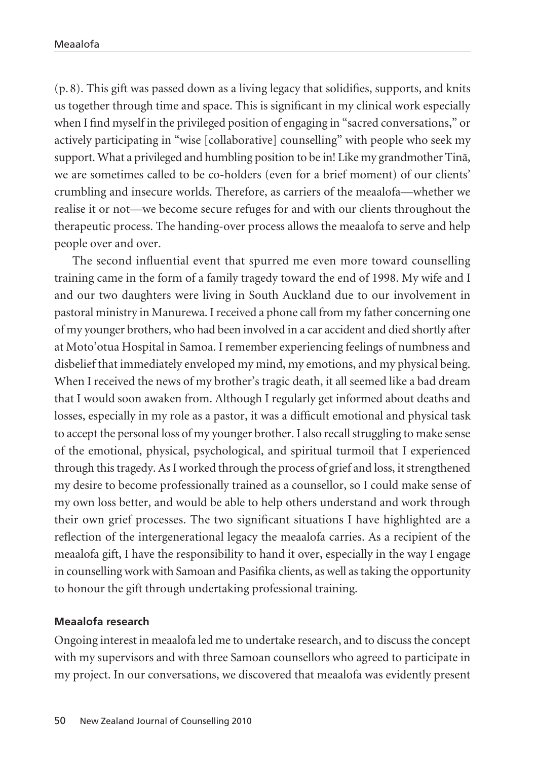(p. 8). This gift was passed down as a living legacy that solidifies, supports, and knits us together through time and space. This is significant in my clinical work especially when I find myself in the privileged position of engaging in "sacred conversations," or actively participating in "wise [collaborative] counselling" with people who seek my support. What a privileged and humbling position to be in! Like my grandmother Tinā, we are sometimes called to be co-holders (even for a brief moment) of our clients' crumbling and insecure worlds. Therefore, as carriers of the meaalofa—whether we realise it or not—we become secure refuges for and with our clients throughout the therapeutic process. The handing-over process allows the meaalofa to serve and help people over and over.

The second influential event that spurred me even more toward counselling training came in the form of a family tragedy toward the end of 1998. My wife and I and our two daughters were living in South Auckland due to our involvement in pastoral ministry in Manurewa. I received a phone call from my father concerning one of my younger brothers, who had been involved in a car accident and died shortly after at Moto'otua Hospital in Samoa. I remember experiencing feelings of numbness and disbelief that immediately enveloped my mind, my emotions, and my physical being. When I received the news of my brother's tragic death, it all seemed like a bad dream that I would soon awaken from. Although I regularly get informed about deaths and losses, especially in my role as a pastor, it was a difficult emotional and physical task to accept the personal loss of my younger brother. I also recall struggling to make sense of the emotional, physical, psychological, and spiritual turmoil that I experienced through this tragedy. As I worked through the process of grief and loss, it strengthened my desire to become professionally trained as a counsellor, so I could make sense of my own loss better, and would be able to help others understand and work through their own grief processes. The two significant situations I have highlighted are a reflection of the intergenerational legacy the meaalofa carries. As a recipient of the meaalofa gift, I have the responsibility to hand it over, especially in the way I engage in counselling work with Samoan and Pasifika clients, as well as taking the opportunity to honour the gift through undertaking professional training.

### Meaalofa research

Ongoing interest in meaalofa led me to undertake research, and to discuss the concept with my supervisors and with three Samoan counsellors who agreed to participate in my project. In our conversations, we discovered that meaalofa was evidently present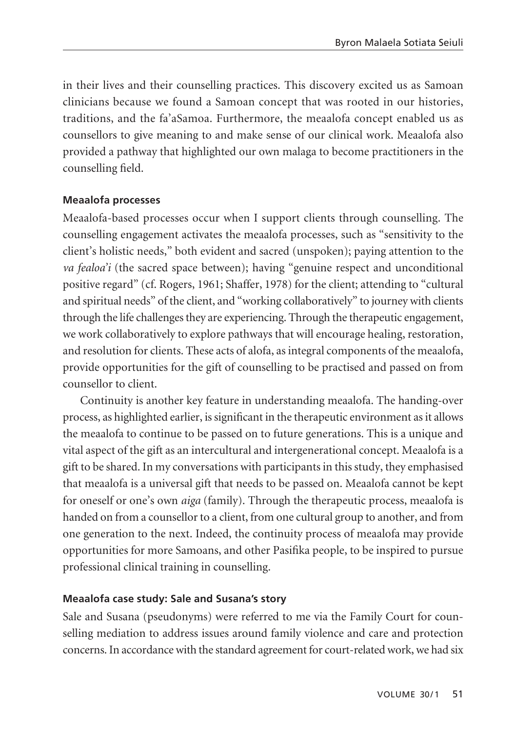in their lives and their counselling practices. This discovery excited us as Samoan clinicians because we found a Samoan concept that was rooted in our histories, traditions, and the fa'aSamoa. Furthermore, the meaalofa concept enabled us as counsellors to give meaning to and make sense of our clinical work. Meaalofa also provided a pathway that highlighted our own malaga to become practitioners in the counselling field.

### Meaalofa processes

Meaalofa-based processes occur when I support clients through counselling. The counselling engagement activates the meaalofa processes, such as "sensitivity to the client's holistic needs," both evident and sacred (unspoken); paying attention to the *va fealoa'i* (the sacred space between); having "genuine respect and unconditional positive regard" (cf. Rogers, 1961; Shaffer, 1978) for the client; attending to "cultural and spiritual needs" of the client, and "working collaboratively" to journey with clients through the life challenges they are experiencing. Through the therapeutic engagement, we work collaboratively to explore pathways that will encourage healing, restoration, and resolution for clients. These acts of alofa, as integral components of the meaalofa, provide opportunities for the gift of counselling to be practised and passed on from counsellor to client.

Continuity is another key feature in understanding meaalofa. The handing-over process, as highlighted earlier, is significant in the therapeutic environment as it allows the meaalofa to continue to be passed on to future generations. This is a unique and vital aspect of the gift as an intercultural and intergenerational concept. Meaalofa is a gift to be shared. In my conversations with participants in this study, they emphasised that meaalofa is a universal gift that needs to be passed on. Meaalofa cannot be kept for oneself or one's own *aiga* (family). Through the therapeutic process, meaalofa is handed on from a counsellor to a client, from one cultural group to another, and from one generation to the next. Indeed, the continuity process of meaalofa may provide opportunities for more Samoans, and other Pasifika people, to be inspired to pursue professional clinical training in counselling.

### Meaalofa case study: Sale and Susana's story

Sale and Susana (pseudonyms) were referred to me via the Family Court for counselling mediation to address issues around family violence and care and protection concerns. In accordance with the standard agreement for court-related work, we had six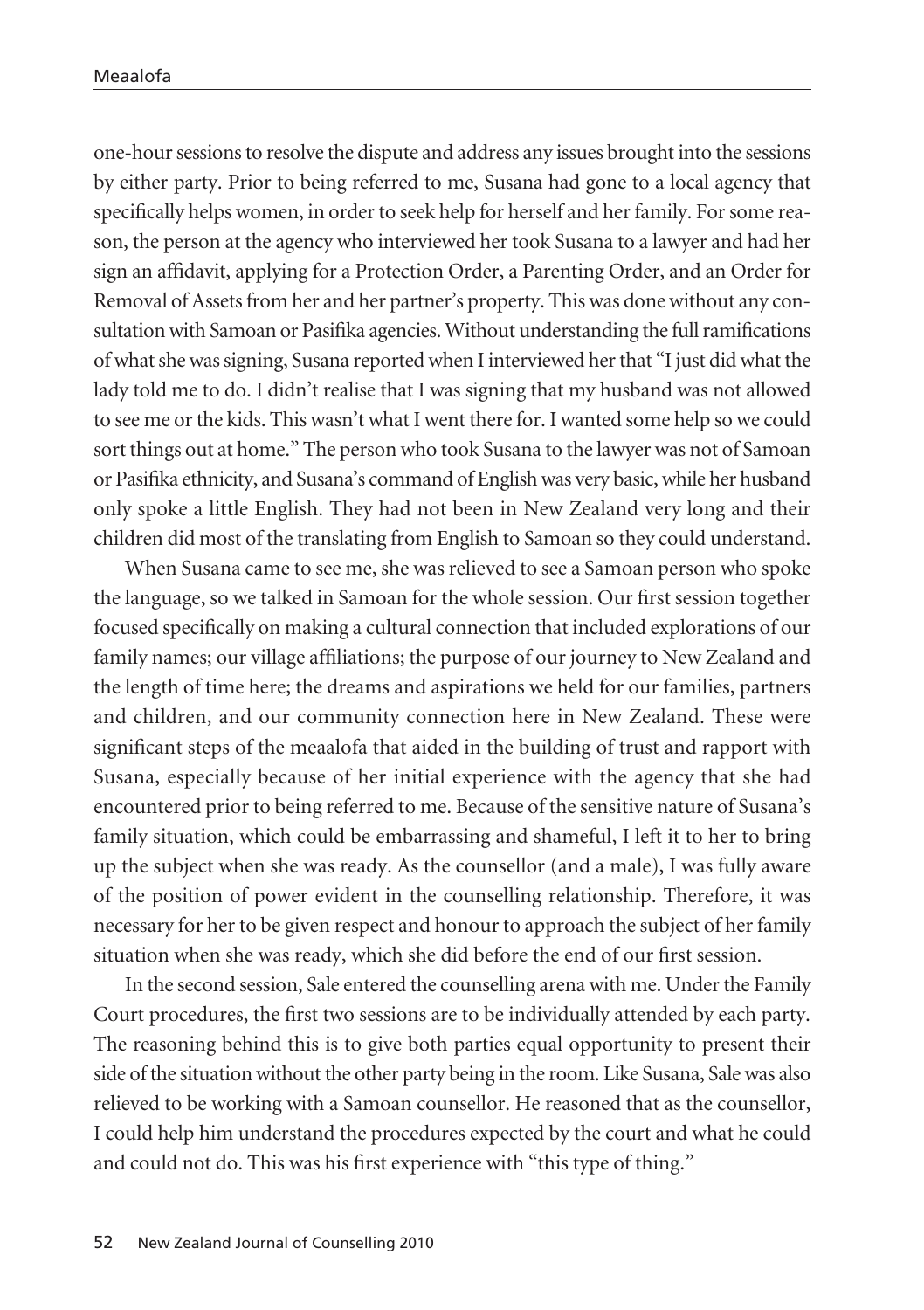one-hour sessions to resolve the dispute and address any issues brought into the sessions by either party. Prior to being referred to me, Susana had gone to a local agency that specifically helps women, in order to seek help for herself and her family. For some reason, the person at the agency who interviewed her took Susana to a lawyer and had her sign an affidavit, applying for a Protection Order, a Parenting Order, and an Order for Removal of Assets from her and her partner's property. This was done without any consultation with Samoan or Pasifika agencies. Without understanding the full ramifications of what she was signing, Susana reported when I interviewed her that "I just did what the lady told me to do. I didn't realise that I was signing that my husband was not allowed to see me or the kids. This wasn't what I went there for. I wanted some help so we could sort things out at home." The person who took Susana to the lawyer was not of Samoan or Pasifika ethnicity, and Susana's command of English was very basic, while her husband only spoke a little English. They had not been in New Zealand very long and their children did most of the translating from English to Samoan so they could understand.

When Susana came to see me, she was relieved to see a Samoan person who spoke the language, so we talked in Samoan for the whole session. Our first session together focused specifically on making a cultural connection that included explorations of our family names; our village affiliations; the purpose of our journey to New Zealand and the length of time here; the dreams and aspirations we held for our families, partners and children, and our community connection here in New Zealand. These were significant steps of the meaalofa that aided in the building of trust and rapport with Susana, especially because of her initial experience with the agency that she had encountered prior to being referred to me. Because of the sensitive nature of Susana's family situation, which could be embarrassing and shameful, I left it to her to bring up the subject when she was ready. As the counsellor (and a male), I was fully aware of the position of power evident in the counselling relationship. Therefore, it was necessary for her to be given respect and honour to approach the subject of her family situation when she was ready, which she did before the end of our first session.

In the second session, Sale entered the counselling arena with me. Under the Family Court procedures, the first two sessions are to be individually attended by each party. The reasoning behind this is to give both parties equal opportunity to present their side of the situation without the other party being in the room. Like Susana, Sale was also relieved to be working with a Samoan counsellor. He reasoned that as the counsellor, I could help him understand the procedures expected by the court and what he could and could not do. This was his first experience with "this type of thing."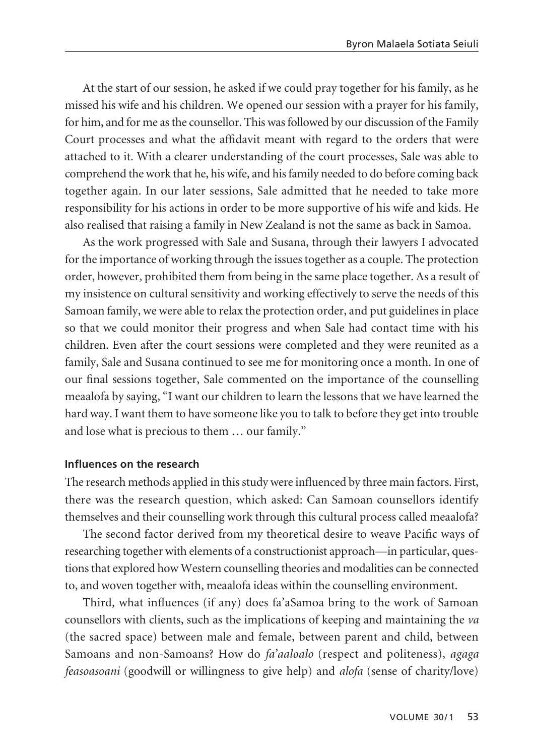At the start of our session, he asked if we could pray together for his family, as he missed his wife and his children. We opened our session with a prayer for his family, for him, and for me as the counsellor. This was followed by our discussion of the Family Court processes and what the affidavit meant with regard to the orders that were attached to it. With a clearer understanding of the court processes, Sale was able to comprehend the work that he, his wife, and his family needed to do before coming back together again. In our later sessions, Sale admitted that he needed to take more responsibility for his actions in order to be more supportive of his wife and kids. He also realised that raising a family in New Zealand is not the same as back in Samoa.

As the work progressed with Sale and Susana, through their lawyers I advocated for the importance of working through the issues together as a couple. The protection order, however, prohibited them from being in the same place together. As a result of my insistence on cultural sensitivity and working effectively to serve the needs of this Samoan family, we were able to relax the protection order, and put guidelines in place so that we could monitor their progress and when Sale had contact time with his children. Even after the court sessions were completed and they were reunited as a family, Sale and Susana continued to see me for monitoring once a month. In one of our final sessions together, Sale commented on the importance of the counselling meaalofa by saying, "I want our children to learn the lessons that we have learned the hard way. I want them to have someone like you to talk to before they get into trouble and lose what is precious to them … our family."

### Influences on the research

The research methods applied in this study were influenced by three main factors. First, there was the research question, which asked: Can Samoan counsellors identify themselves and their counselling work through this cultural process called meaalofa?

The second factor derived from my theoretical desire to weave Pacific ways of researching together with elements of a constructionist approach—in particular, questions that explored how Western counselling theories and modalities can be connected to, and woven together with, meaalofa ideas within the counselling environment.

Third, what influences (if any) does fa'aSamoa bring to the work of Samoan counsellors with clients, such as the implications of keeping and maintaining the *va* (the sacred space) between male and female, between parent and child, between Samoans and non-Samoans? How do *fa'aaloalo* (respect and politeness), *agaga feasoasoani* (goodwill or willingness to give help) and *alofa* (sense of charity/love)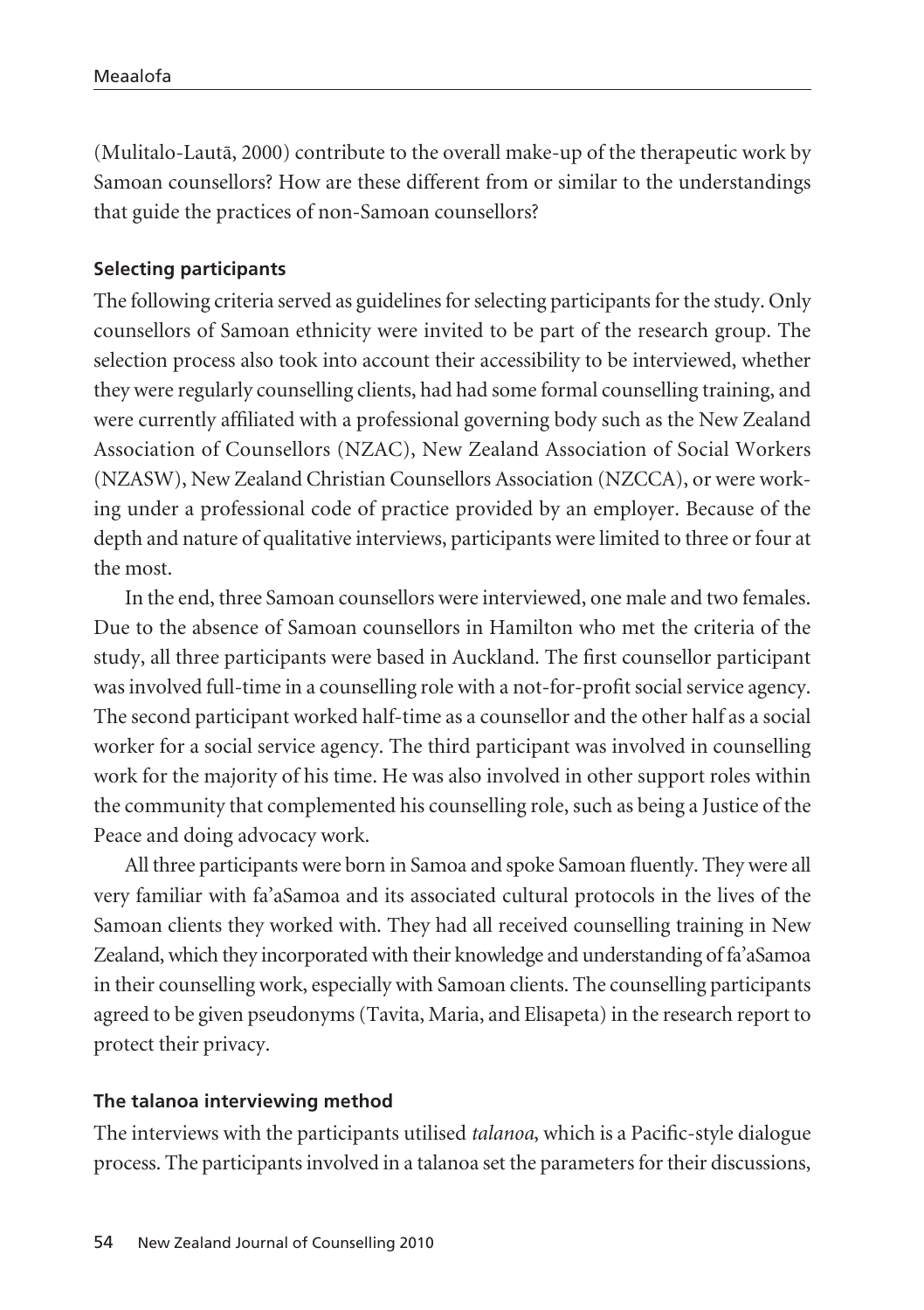(Mulitalo-Lautā, 2000) contribute to the overall make-up of the therapeutic work by Samoan counsellors? How are these different from or similar to the understandings that guide the practices of non-Samoan counsellors?

### Selecting participants

The following criteria served as guidelines for selecting participants for the study. Only counsellors of Samoan ethnicity were invited to be part of the research group. The selection process also took into account their accessibility to be interviewed, whether they were regularly counselling clients, had had some formal counselling training, and were currently affiliated with a professional governing body such as the New Zealand Association of Counsellors (NZAC), New Zealand Association of Social Workers (NZASW), New Zealand Christian Counsellors Association (NZCCA), or were working under a professional code of practice provided by an employer. Because of the depth and nature of qualitative interviews, participants were limited to three or four at the most.

In the end, three Samoan counsellors were interviewed, one male and two females. Due to the absence of Samoan counsellors in Hamilton who met the criteria of the study, all three participants were based in Auckland. The first counsellor participant was involved full-time in a counselling role with a not-for-profit social service agency. The second participant worked half-time as a counsellor and the other half as a social worker for a social service agency. The third participant was involved in counselling work for the majority of his time. He was also involved in other support roles within the community that complemented his counselling role, such as being a Justice of the Peace and doing advocacy work.

All three participants were born in Samoa and spoke Samoan fluently. They were all very familiar with fa'aSamoa and its associated cultural protocols in the lives of the Samoan clients they worked with. They had all received counselling training in New Zealand, which they incorporated with their knowledge and understanding of fa'aSamoa in their counselling work, especially with Samoan clients. The counselling participants agreed to be given pseudonyms (Tavita, Maria, and Elisapeta) in the research report to protect their privacy.

### The talanoa interviewing method

The interviews with the participants utilised *talanoa*, which is a Pacific-style dialogue process. The participants involved in a talanoa set the parameters for their discussions,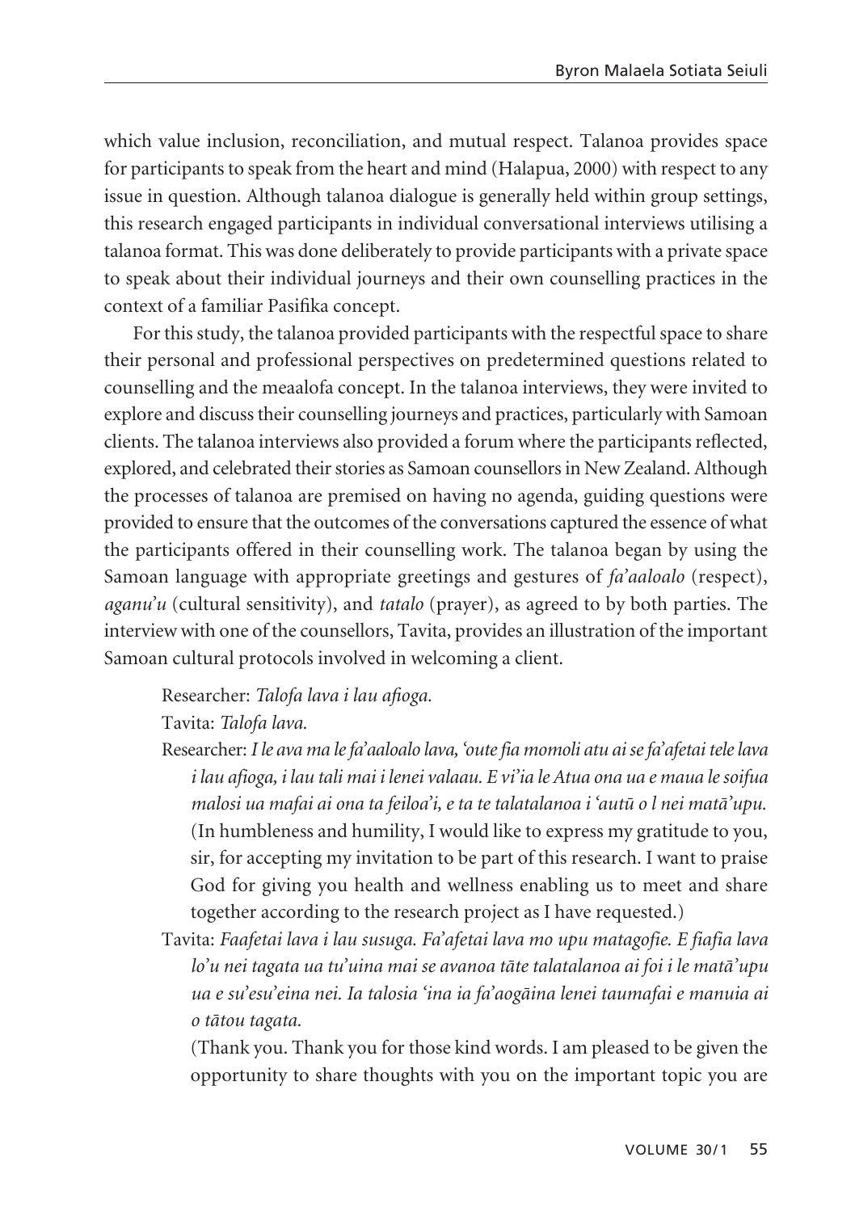which value inclusion, reconciliation, and mutual respect. Talanoa provides space for participants to speak from the heart and mind (Halapua, 2000) with respect to any issue in question. Although talanoa dialogue is generally held within group settings, this research engaged participants in individual conversational interviews utilising a talanoa format. This was done deliberately to provide participants with a private space to speak about their individual journeys and their own counselling practices in the context of a familiar Pasifika concept.

For this study, the talanoa provided participants with the respectful space to share their personal and professional perspectives on predetermined questions related to counselling and the meaalofa concept. In the talanoa interviews, they were invited to explore and discuss their counselling journeys and practices, particularly with Samoan clients. The talanoa interviews also provided a forum where the participants reflected, explored, and celebrated their stories as Samoan counsellors in New Zealand. Although the processes of talanoa are premised on having no agenda, guiding questions were provided to ensure that the outcomes of the conversations captured the essence of what the participants offered in their counselling work. The talanoa began by using the Samoan language with appropriate greetings and gestures of *fa'aaloalo* (respect), *aganu'u* (cultural sensitivity), and *tatalo* (prayer), as agreed to by both parties. The interview with one of the counsellors, Tavita, provides an illustration of the important Samoan cultural protocols involved in welcoming a client.

Researcher: *Talofa lava i lau afioga.*

Tavita: *Talofa lava.*

Researcher: *I le ava ma le fa'aaloalo lava, 'oute fia momoli atu ai se fa'afetai tele lava i lau afioga, i lau tali mai i lenei valaau. E vi'ia le Atua ona ua e maua le soifua malosi ua mafai ai ona ta feiloa'i, e ta te talatalanoa i 'autū o l nei matā'upu.* (In humbleness and humility, I would like to express my gratitude to you, sir, for accepting my invitation to be part of this research. I want to praise God for giving you health and wellness enabling us to meet and share together according to the research project as I have requested.)

Tavita: *Faafetai lava i lau susuga. Fa'afetai lava mo upu matagofie. E fiafia lava lo'u nei tagata ua tu'uina mai se avanoa tāte talatalanoa ai foi i le matā'upu ua e su'esu'eina nei. Ia talosia 'ina ia fa'aogāina lenei taumafai e manuia ai o tātou tagata.*

(Thank you. Thank you for those kind words. I am pleased to be given the opportunity to share thoughts with you on the important topic you are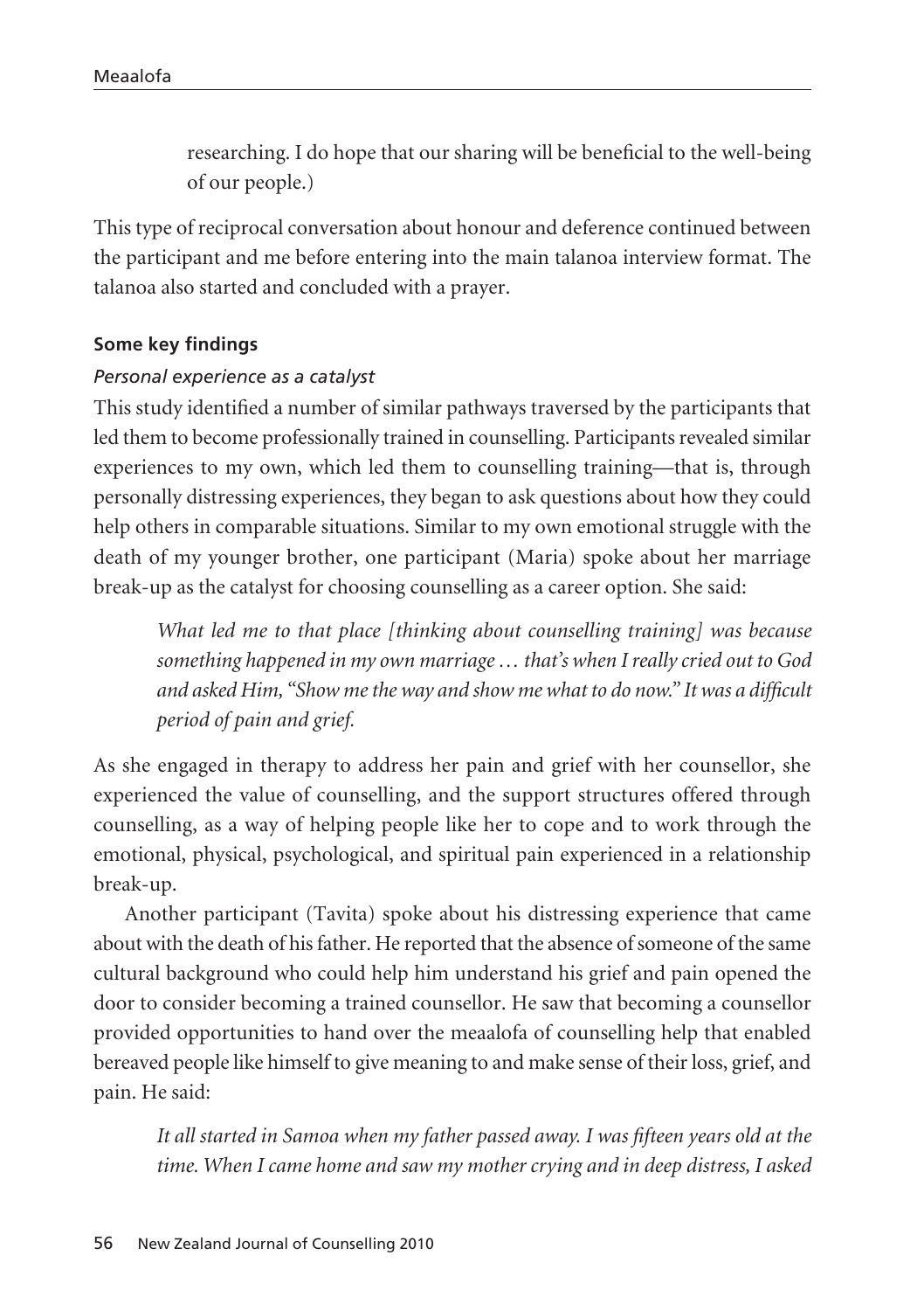researching. I do hope that our sharing will be beneficial to the well-being of our people.)

This type of reciprocal conversation about honour and deference continued between the participant and me before entering into the main talanoa interview format. The talanoa also started and concluded with a prayer.

### Some key findings

#### *Personal experience as a catalyst*

This study identified a number of similar pathways traversed by the participants that led them to become professionally trained in counselling. Participants revealed similar experiences to my own, which led them to counselling training—that is, through personally distressing experiences, they began to ask questions about how they could help others in comparable situations. Similar to my own emotional struggle with the death of my younger brother, one participant (Maria) spoke about her marriage break-up as the catalyst for choosing counselling as a career option. She said:

> *What led me to that place [thinking about counselling training] was because something happened in my own marriage … that's when I really cried out to God and asked Him, "Show me the way and show me what to do now." It was a difficult period of pain and grief.*

As she engaged in therapy to address her pain and grief with her counsellor, she experienced the value of counselling, and the support structures offered through counselling, as a way of helping people like her to cope and to work through the emotional, physical, psychological, and spiritual pain experienced in a relationship break-up.

Another participant (Tavita) spoke about his distressing experience that came about with the death of his father. He reported that the absence of someone of the same cultural background who could help him understand his grief and pain opened the door to consider becoming a trained counsellor. He saw that becoming a counsellor provided opportunities to hand over the meaalofa of counselling help that enabled bereaved people like himself to give meaning to and make sense of their loss, grief, and pain. He said:

> *It all started in Samoa when my father passed away. I was fifteen years old at the time. When I came home and saw my mother crying and in deep distress, I asked*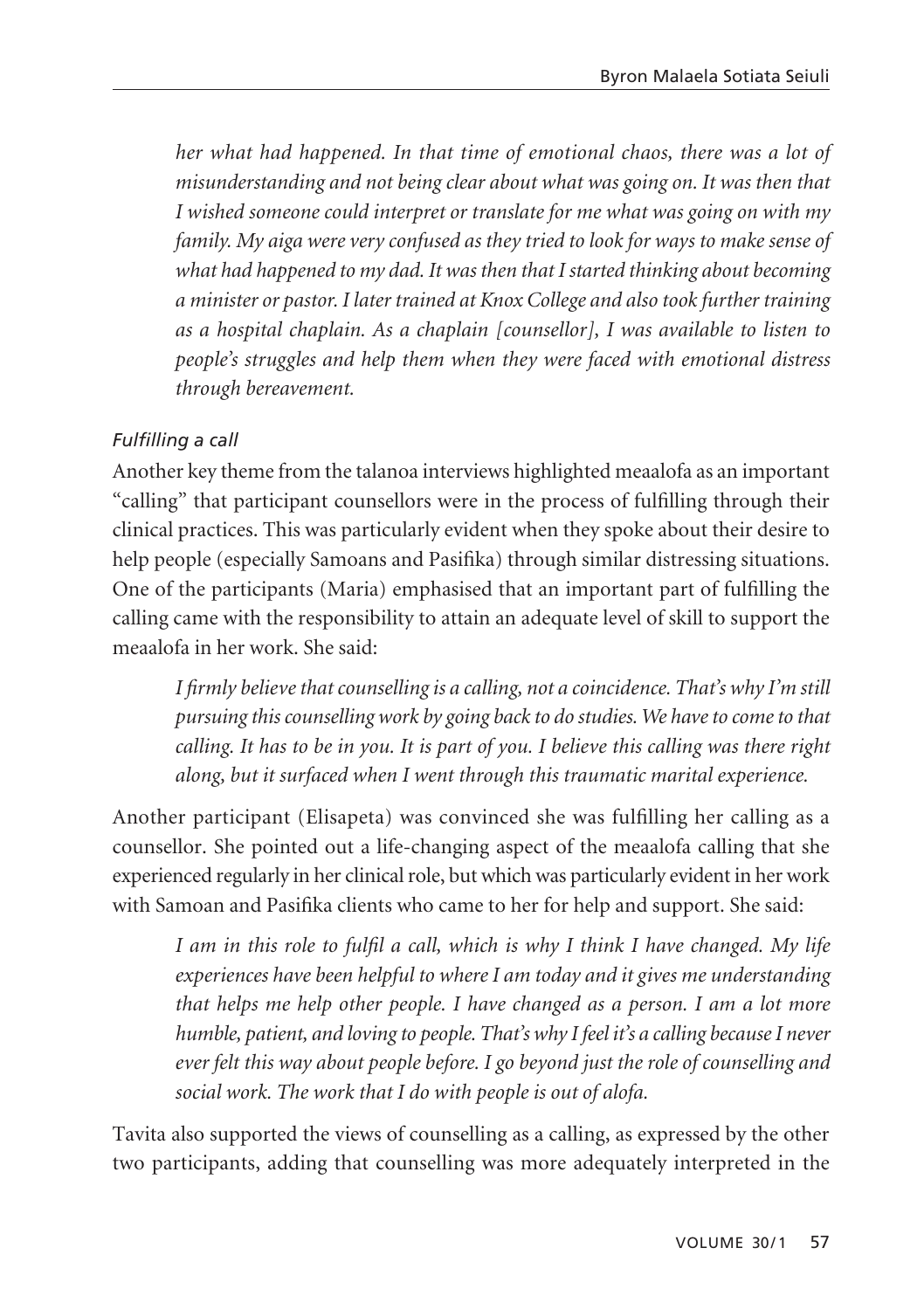*her what had happened. In that time of emotional chaos, there was a lot of misunderstanding and not being clear about what was going on. It was then that I wished someone could interpret or translate for me what was going on with my family. My aiga were very confused as they tried to look for ways to make sense of what had happened to my dad. It was then that I started thinking about becoming a minister or pastor. I later trained at Knox College and also took further training as a hospital chaplain. As a chaplain [counsellor], I was available to listen to people's struggles and help them when they were faced with emotional distress through bereavement.*

### *Fulfilling a call*

Another key theme from the talanoa interviews highlighted meaalofa as an important "calling" that participant counsellors were in the process of fulfilling through their clinical practices. This was particularly evident when they spoke about their desire to help people (especially Samoans and Pasifika) through similar distressing situations. One of the participants (Maria) emphasised that an important part of fulfilling the calling came with the responsibility to attain an adequate level of skill to support the meaalofa in her work. She said:

> *I firmly believe that counselling is a calling, not a coincidence. That's why I'm still pursuing this counselling work by going back to do studies. We have to come to that calling. It has to be in you. It is part of you. I believe this calling was there right along, but it surfaced when I went through this traumatic marital experience.*

Another participant (Elisapeta) was convinced she was fulfilling her calling as a counsellor. She pointed out a life-changing aspect of the meaalofa calling that she experienced regularly in her clinical role, but which was particularly evident in her work with Samoan and Pasifika clients who came to her for help and support. She said:

> *I am in this role to fulfil a call, which is why I think I have changed. My life experiences have been helpful to where I am today and it gives me understanding that helps me help other people. I have changed as a person. I am a lot more humble, patient, and loving to people. That's why I feel it's a calling because I never ever felt this way about people before. I go beyond just the role of counselling and social work. The work that I do with people is out of alofa.*

Tavita also supported the views of counselling as a calling, as expressed by the other two participants, adding that counselling was more adequately interpreted in the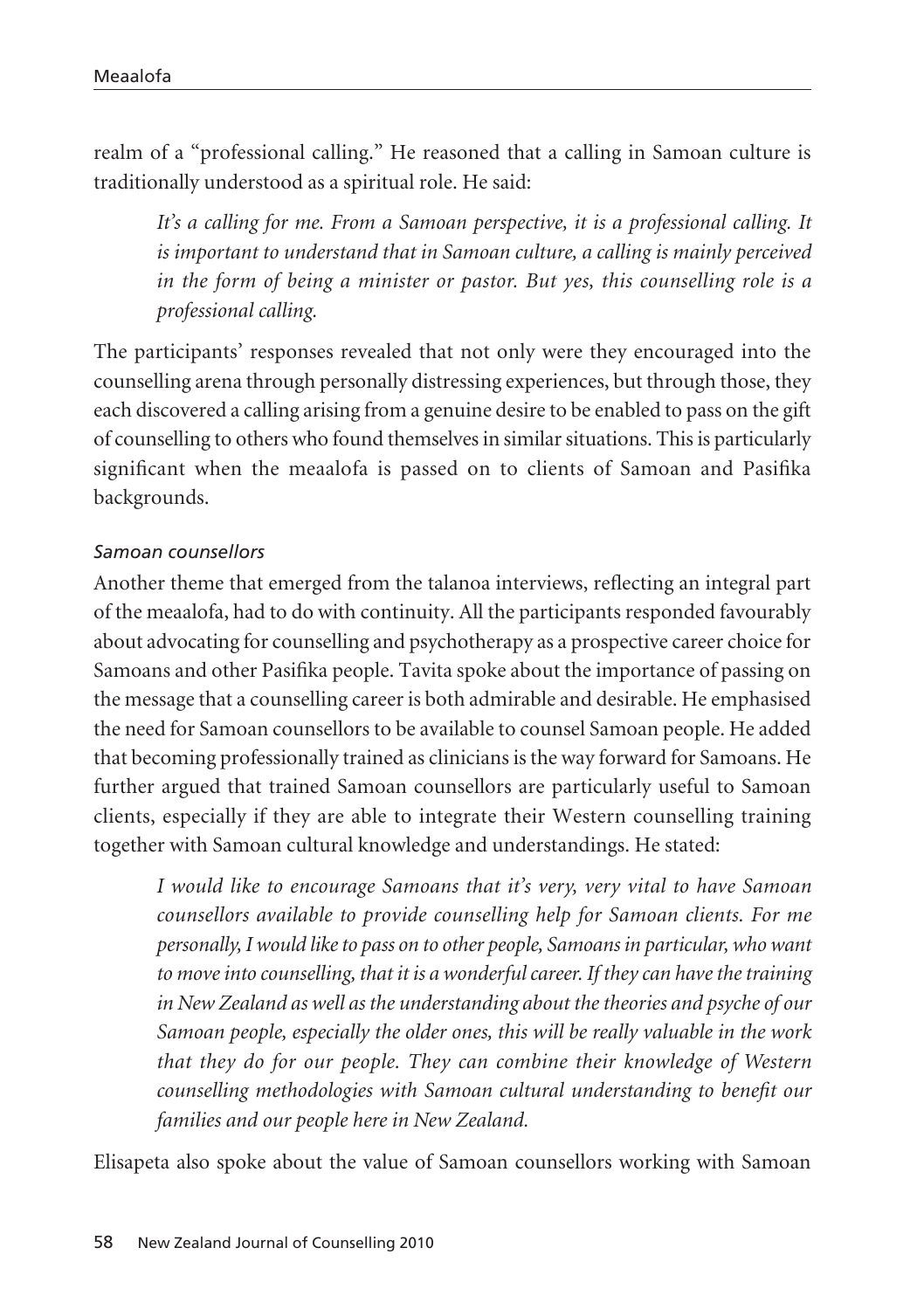realm of a "professional calling." He reasoned that a calling in Samoan culture is traditionally understood as a spiritual role. He said:

> *It's a calling for me. From a Samoan perspective, it is a professional calling. It is important to understand that in Samoan culture, a calling is mainly perceived in the form of being a minister or pastor. But yes, this counselling role is a professional calling.*

The participants' responses revealed that not only were they encouraged into the counselling arena through personally distressing experiences, but through those, they each discovered a calling arising from a genuine desire to be enabled to pass on the gift of counselling to others who found themselves in similar situations. This is particularly significant when the meaalofa is passed on to clients of Samoan and Pasifika backgrounds.

### *Samoan counsellors*

Another theme that emerged from the talanoa interviews, reflecting an integral part of the meaalofa, had to do with continuity. All the participants responded favourably about advocating for counselling and psychotherapy as a prospective career choice for Samoans and other Pasifika people. Tavita spoke about the importance of passing on the message that a counselling career is both admirable and desirable. He emphasised the need for Samoan counsellors to be available to counsel Samoan people. He added that becoming professionally trained as clinicians is the way forward for Samoans. He further argued that trained Samoan counsellors are particularly useful to Samoan clients, especially if they are able to integrate their Western counselling training together with Samoan cultural knowledge and understandings. He stated:

> *I would like to encourage Samoans that it's very, very vital to have Samoan counsellors available to provide counselling help for Samoan clients. For me personally, I would like to pass on to other people, Samoans in particular, who want to move into counselling, that it is a wonderful career. If they can have the training in New Zealand as well as the understanding about the theories and psyche of our Samoan people, especially the older ones, this will be really valuable in the work that they do for our people. They can combine their knowledge of Western counselling methodologies with Samoan cultural understanding to benefit our families and our people here in New Zealand.*

Elisapeta also spoke about the value of Samoan counsellors working with Samoan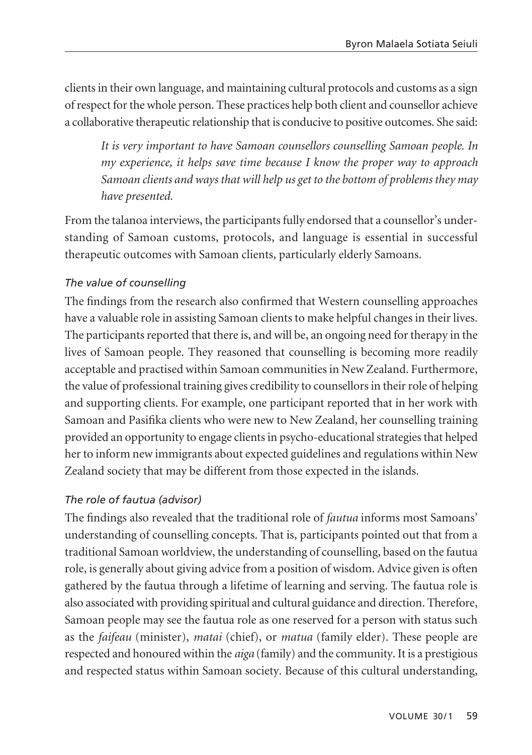clients in their own language, and maintaining cultural protocols and customs as a sign of respect for the whole person. These practices help both client and counsellor achieve a collaborative therapeutic relationship that is conducive to positive outcomes. She said:

> *It is very important to have Samoan counsellors counselling Samoan people. In my experience, it helps save time because I know the proper way to approach Samoan clients and ways that will help us get to the bottom of problems they may have presented.*

From the talanoa interviews, the participants fully endorsed that a counsellor's understanding of Samoan customs, protocols, and language is essential in successful therapeutic outcomes with Samoan clients, particularly elderly Samoans.

### *The value of counselling*

The findings from the research also confirmed that Western counselling approaches have a valuable role in assisting Samoan clients to make helpful changes in their lives. The participants reported that there is, and will be, an ongoing need for therapy in the lives of Samoan people. They reasoned that counselling is becoming more readily acceptable and practised within Samoan communities in New Zealand. Furthermore, the value of professional training gives credibility to counsellors in their role of helping and supporting clients. For example, one participant reported that in her work with Samoan and Pasifika clients who were new to New Zealand, her counselling training provided an opportunity to engage clients in psycho-educational strategies that helped her to inform new immigrants about expected guidelines and regulations within New Zealand society that may be different from those expected in the islands.

### *The role of fautua (advisor)*

The findings also revealed that the traditional role of *fautua* informs most Samoans' understanding of counselling concepts. That is, participants pointed out that from a traditional Samoan worldview, the understanding of counselling, based on the fautua role, is generally about giving advice from a position of wisdom. Advice given is often gathered by the fautua through a lifetime of learning and serving. The fautua role is also associated with providing spiritual and cultural guidance and direction. Therefore, Samoan people may see the fautua role as one reserved for a person with status such as the *faifeau* (minister), *matai* (chief), or *matua* (family elder). These people are respected and honoured within the *aiga* (family) and the community. It is a prestigious and respected status within Samoan society. Because of this cultural understanding,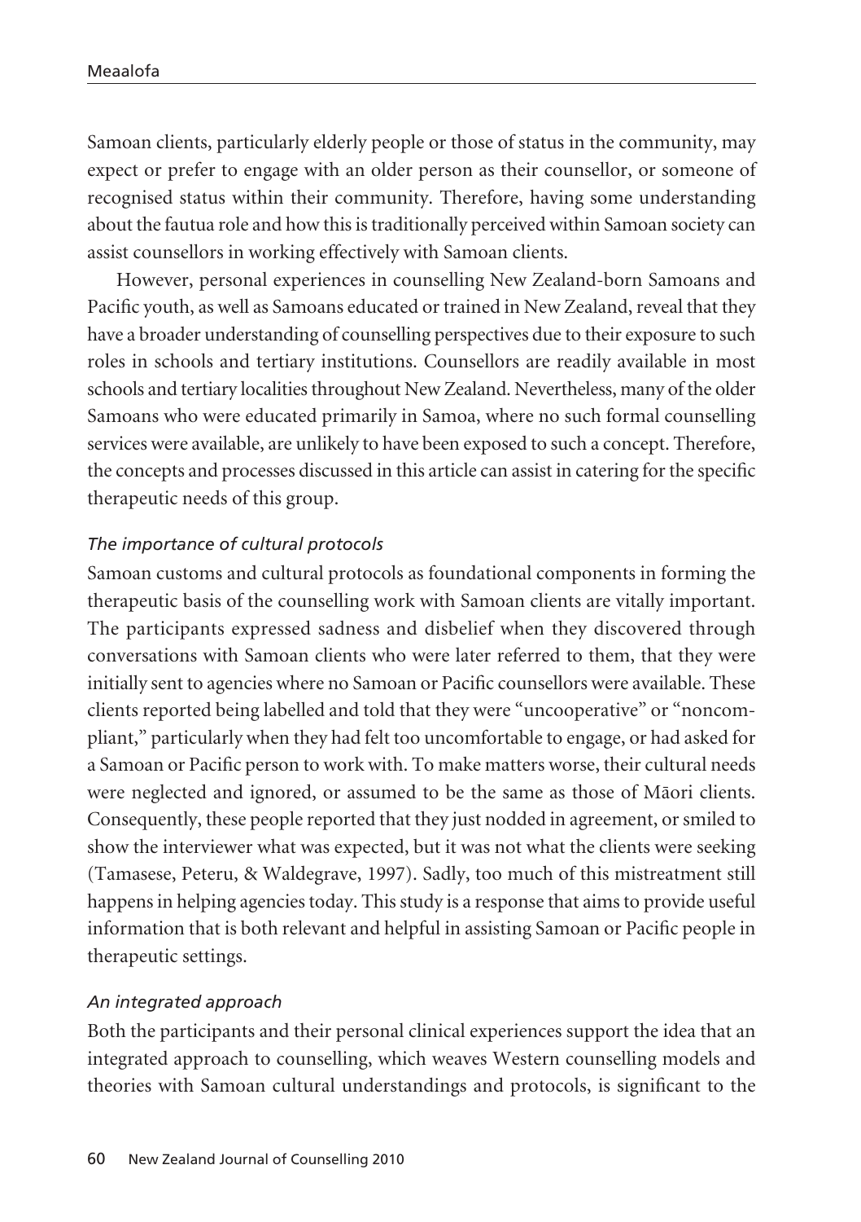Samoan clients, particularly elderly people or those of status in the community, may expect or prefer to engage with an older person as their counsellor, or someone of recognised status within their community. Therefore, having some understanding about the fautua role and how this is traditionally perceived within Samoan society can assist counsellors in working effectively with Samoan clients.

However, personal experiences in counselling New Zealand-born Samoans and Pacific youth, as well as Samoans educated or trained in New Zealand, reveal that they have a broader understanding of counselling perspectives due to their exposure to such roles in schools and tertiary institutions. Counsellors are readily available in most schools and tertiary localities throughout New Zealand. Nevertheless, many of the older Samoans who were educated primarily in Samoa, where no such formal counselling services were available, are unlikely to have been exposed to such a concept. Therefore, the concepts and processes discussed in this article can assist in catering for the specific therapeutic needs of this group.

### *The importance of cultural protocols*

Samoan customs and cultural protocols as foundational components in forming the therapeutic basis of the counselling work with Samoan clients are vitally important. The participants expressed sadness and disbelief when they discovered through conversations with Samoan clients who were later referred to them, that they were initially sent to agencies where no Samoan or Pacific counsellors were available. These clients reported being labelled and told that they were "uncooperative" or "noncompliant," particularly when they had felt too uncomfortable to engage, or had asked for a Samoan or Pacific person to work with. To make matters worse, their cultural needs were neglected and ignored, or assumed to be the same as those of Māori clients. Consequently, these people reported that they just nodded in agreement, or smiled to show the interviewer what was expected, but it was not what the clients were seeking (Tamasese, Peteru, & Waldegrave, 1997). Sadly, too much of this mistreatment still happens in helping agencies today. This study is a response that aims to provide useful information that is both relevant and helpful in assisting Samoan or Pacific people in therapeutic settings.

### *An integrated approach*

Both the participants and their personal clinical experiences support the idea that an integrated approach to counselling, which weaves Western counselling models and theories with Samoan cultural understandings and protocols, is significant to the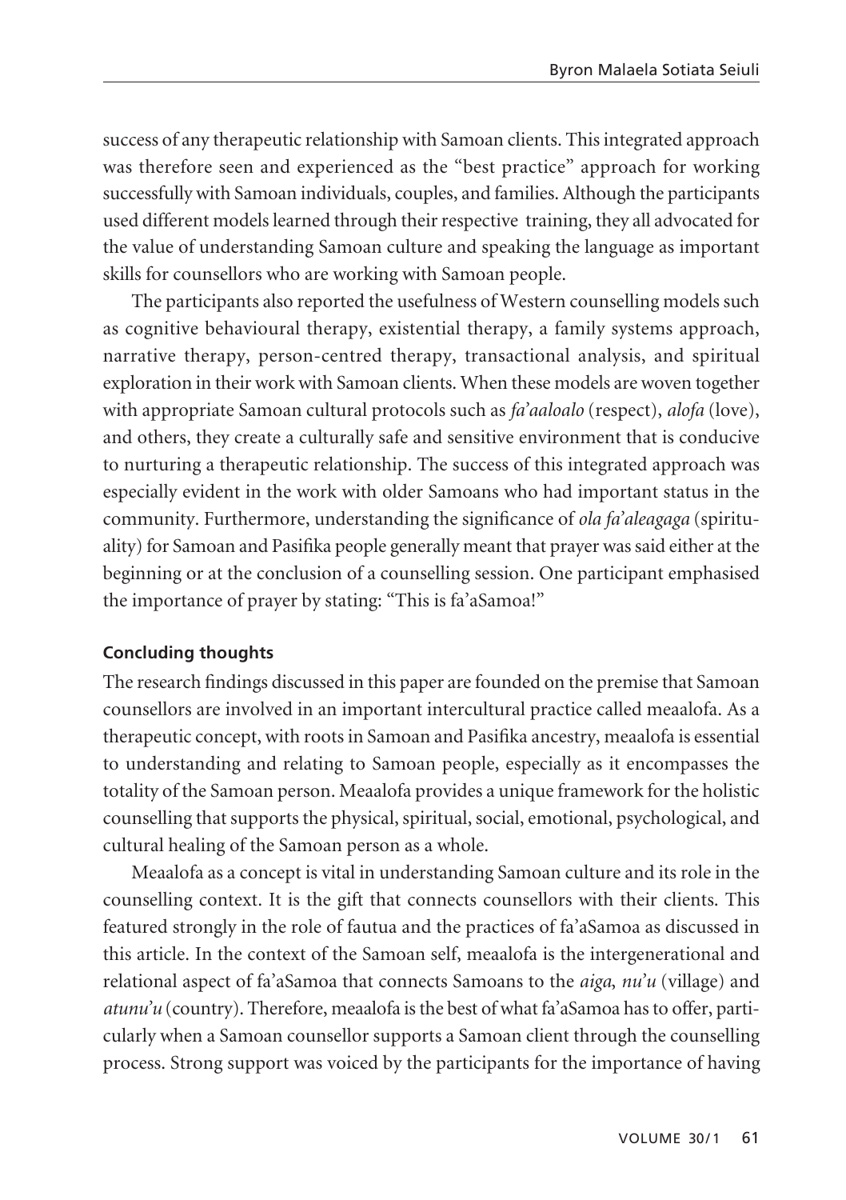success of any therapeutic relationship with Samoan clients. This integrated approach was therefore seen and experienced as the "best practice" approach for working successfully with Samoan individuals, couples, and families. Although the participants used different models learned through their respective training, they all advocated for the value of understanding Samoan culture and speaking the language as important skills for counsellors who are working with Samoan people.

The participants also reported the usefulness of Western counselling models such as cognitive behavioural therapy, existential therapy, a family systems approach, narrative therapy, person-centred therapy, transactional analysis, and spiritual exploration in their work with Samoan clients. When these models are woven together with appropriate Samoan cultural protocols such as *fa'aaloalo* (respect), *alofa* (love), and others, they create a culturally safe and sensitive environment that is conducive to nurturing a therapeutic relationship. The success of this integrated approach was especially evident in the work with older Samoans who had important status in the community. Furthermore, understanding the significance of *ola fa'aleagaga* (spirituality) for Samoan and Pasifika people generally meant that prayer was said either at the beginning or at the conclusion of a counselling session. One participant emphasised the importance of prayer by stating: "This is fa'aSamoa!"

**Concluding thoughts**

The research findings discussed in this paper are founded on the premise that Samoan counsellors are involved in an important intercultural practice called meaalofa. As a therapeutic concept, with roots in Samoan and Pasifika ancestry, meaalofa is essential to understanding and relating to Samoan people, especially as it encompasses the totality of the Samoan person. Meaalofa provides a unique framework for the holistic counselling that supports the physical, spiritual, social, emotional, psychological, and cultural healing of the Samoan person as a whole.

Meaalofa as a concept is vital in understanding Samoan culture and its role in the counselling context. It is the gift that connects counsellors with their clients. This featured strongly in the role of fautua and the practices of fa'aSamoa as discussed in this article. In the context of the Samoan self, meaalofa is the intergenerational and relational aspect of fa'aSamoa that connects Samoans to the *aiga*, *nu'u* (village) and *atunu'u* (country). Therefore, meaalofa is the best of what fa'aSamoa has to offer, particularly when a Samoan counsellor supports a Samoan client through the counselling process. Strong support was voiced by the participants for the importance of having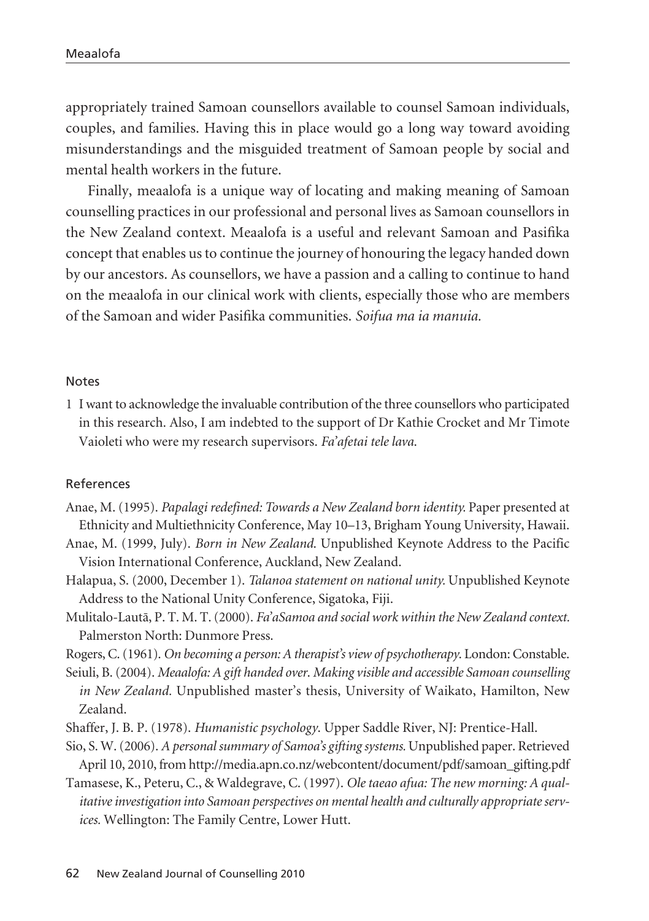appropriately trained Samoan counsellors available to counsel Samoan individuals, couples, and families. Having this in place would go a long way toward avoiding misunderstandings and the misguided treatment of Samoan people by social and mental health workers in the future.

Finally, meaalofa is a unique way of locating and making meaning of Samoan counselling practices in our professional and personal lives as Samoan counsellors in the New Zealand context. Meaalofa is a useful and relevant Samoan and Pasifika concept that enables us to continue the journey of honouring the legacy handed down by our ancestors. As counsellors, we have a passion and a calling to continue to hand on the meaalofa in our clinical work with clients, especially those who are members of the Samoan and wider Pasifika communities. *Soifua ma ia manuia.*

## Notes

1 I want to acknowledge the invaluable contribution of the three counsellors who participated in this research. Also, I am indebted to the support of Dr Kathie Crocket and Mr Timote Vaioleti who were my research supervisors. *Fa'afetai tele lava.*

## References

Anae, M. (1995). *Papalagi redefined: Towards a New Zealand born identity.* Paper presented at Ethnicity and Multiethnicity Conference, May 10–13, Brigham Young University, Hawaii.

Anae, M. (1999, July). *Born in New Zealand.* Unpublished Keynote Address to the Pacific Vision International Conference, Auckland, New Zealand.

Halapua, S. (2000, December 1). *Talanoa statement on national unity.* Unpublished Keynote Address to the National Unity Conference, Sigatoka, Fiji.

Mulitalo-Lautā, P. T. M. T. (2000). *Fa'aSamoa and social work within the New Zealand context.* Palmerston North: Dunmore Press.

Rogers, C. (1961). *On becoming a person: A therapist's view of psychotherapy.* London: Constable.

Seiuli, B. (2004). *Meaalofa: A gift handed over. Making visible and accessible Samoan counselling in New Zealand.* Unpublished master's thesis, University of Waikato, Hamilton, New Zealand.

Shaffer, J. B. P. (1978). *Humanistic psychology.* Upper Saddle River, NJ: Prentice-Hall.

Sio, S. W. (2006). *A personal summary of Samoa's gifting systems.* Unpublished paper. Retrieved April 10, 2010, from http://media.apn.co.nz/webcontent/document/pdf/samoan_gifting.pdf

Tamasese, K., Peteru, C., & Waldegrave, C. (1997). *Ole taeao afua: The new morning: A qualitative investigation into Samoan perspectives on mental health and culturally appropriate services.* Wellington: The Family Centre, Lower Hutt.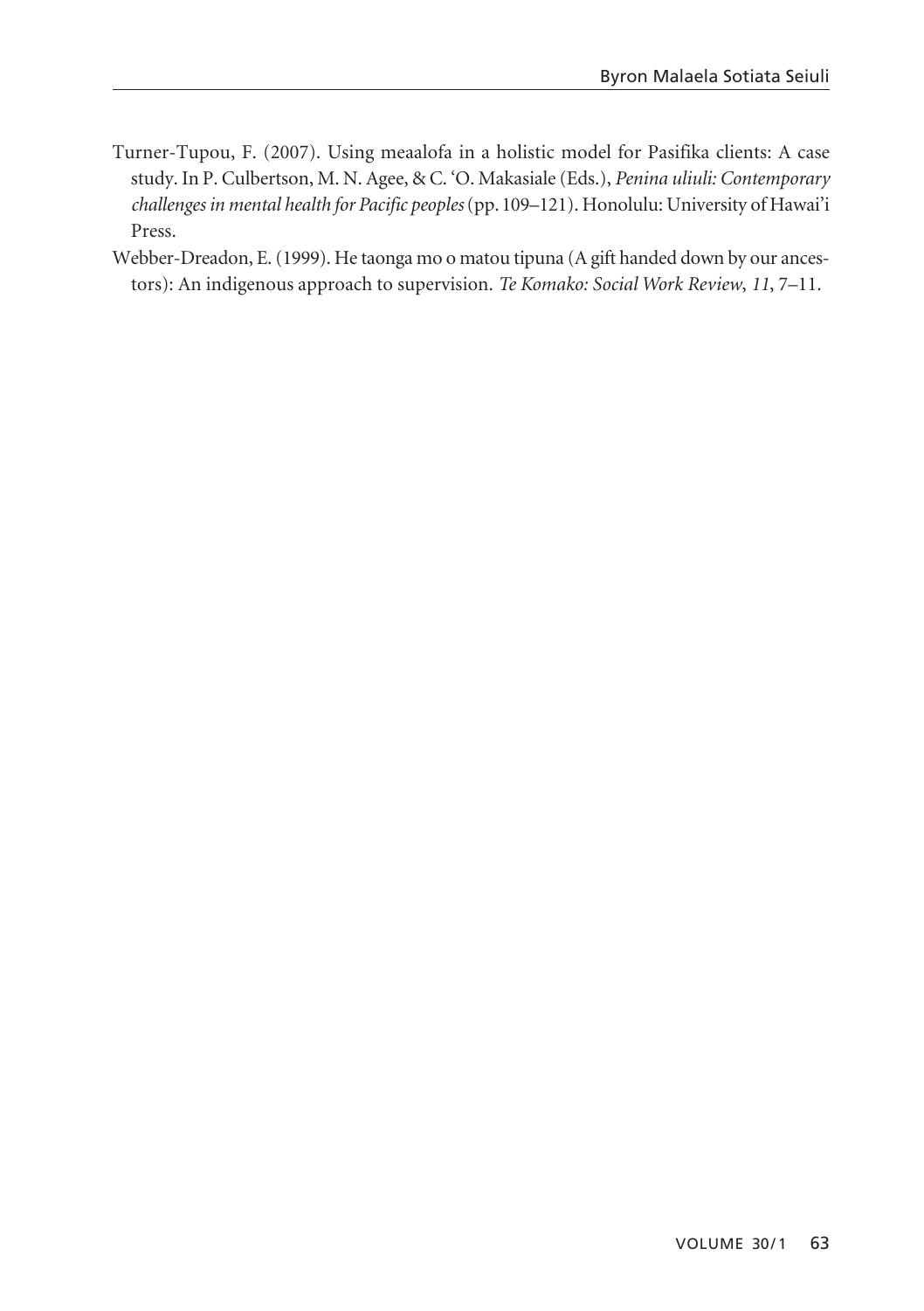Turner-Tupou, F. (2007). Using meaalofa in a holistic model for Pasifika clients: A case study. In P. Culbertson, M. N. Agee, & C. 'O. Makasiale (Eds.), *Penina uliuli: Contemporary challenges in mental health for Pacific peoples* (pp. 109–121). Honolulu: University of Hawai'i Press.

Webber-Dreadon, E. (1999). He taonga mo o matou tipuna (A gift handed down by our ancestors): An indigenous approach to supervision. *Te Komako: Social Work Review*, *11*, 7–11.